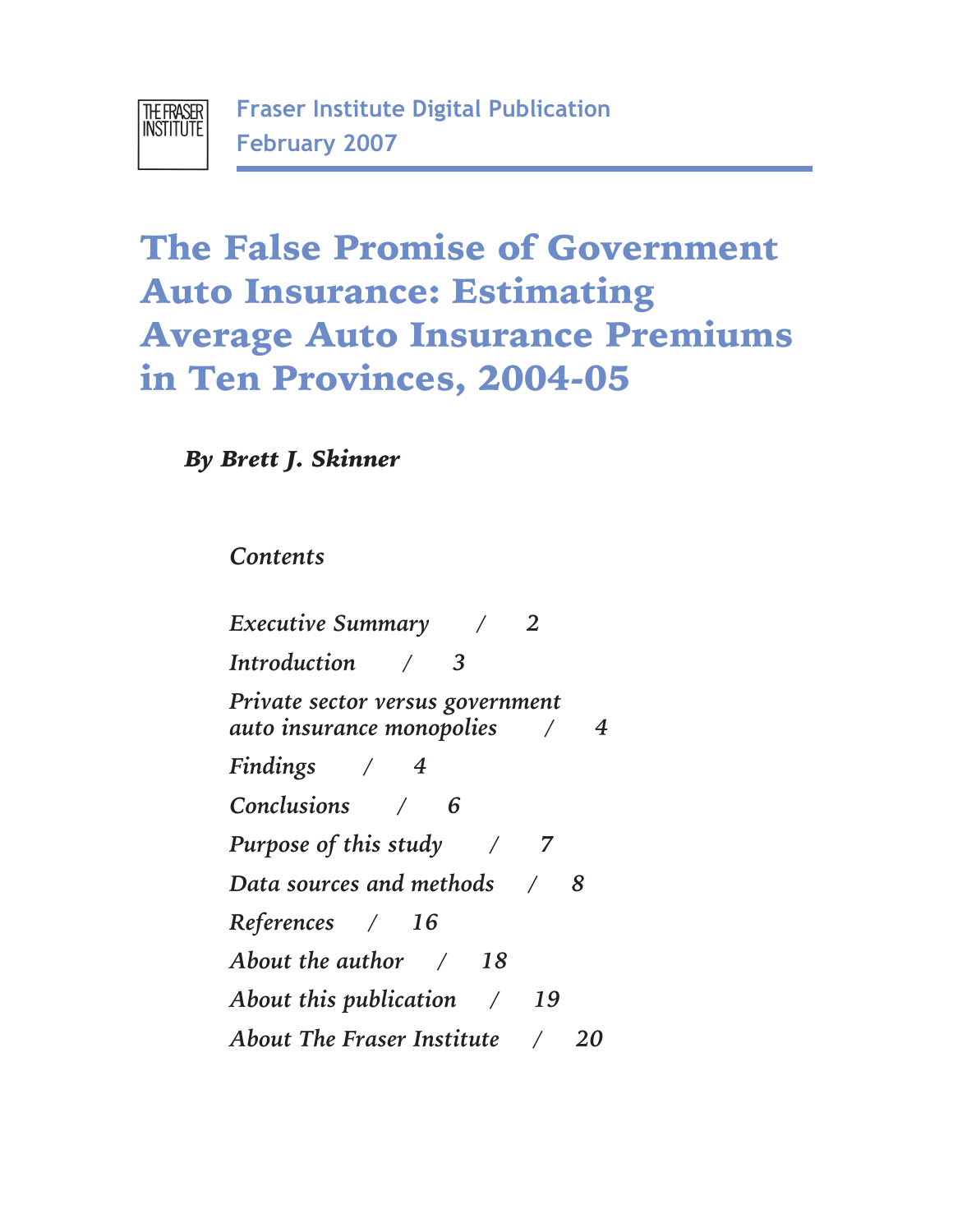Fraser Institute Digital Publication
February 2007

# The False Promise of Government Auto Insurance: Estimating Average Auto Insurance Premiums in Ten Provinces, 2004-05

***By Brett J. Skinner***

*Contents*

*Executive Summary / 2*

*Introduction / 3*

*Private sector versus government auto insurance monopolies / 4*

*Findings / 4*

*Conclusions / 6*

*Purpose of this study / 7*

*Data sources and methods / 8*

*References / 16*

*About the author / 18*

*About this publication / 19*

*About The Fraser Institute / 20*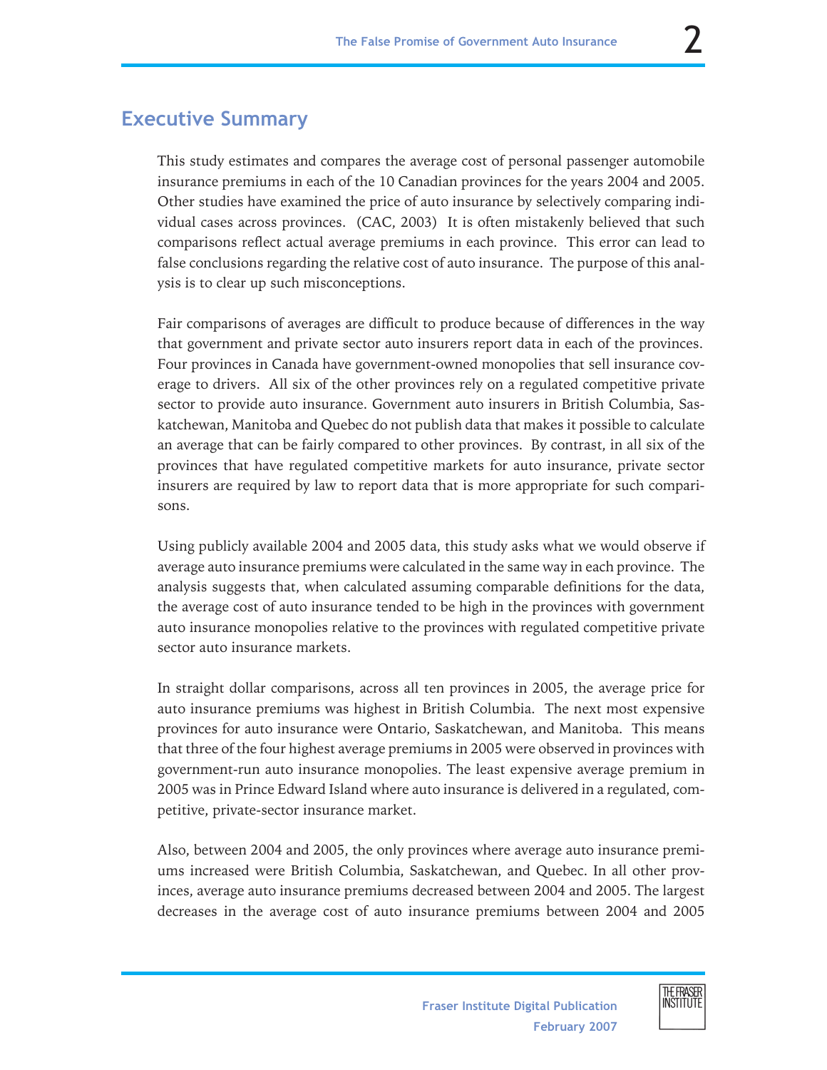## Executive Summary

This study estimates and compares the average cost of personal passenger automobile insurance premiums in each of the 10 Canadian provinces for the years 2004 and 2005. Other studies have examined the price of auto insurance by selectively comparing individual cases across provinces. (CAC, 2003) It is often mistakenly believed that such comparisons reflect actual average premiums in each province. This error can lead to false conclusions regarding the relative cost of auto insurance. The purpose of this analysis is to clear up such misconceptions.

Fair comparisons of averages are difficult to produce because of differences in the way that government and private sector auto insurers report data in each of the provinces. Four provinces in Canada have government-owned monopolies that sell insurance coverage to drivers. All six of the other provinces rely on a regulated competitive private sector to provide auto insurance. Government auto insurers in British Columbia, Saskatchewan, Manitoba and Quebec do not publish data that makes it possible to calculate an average that can be fairly compared to other provinces. By contrast, in all six of the provinces that have regulated competitive markets for auto insurance, private sector insurers are required by law to report data that is more appropriate for such comparisons.

Using publicly available 2004 and 2005 data, this study asks what we would observe if average auto insurance premiums were calculated in the same way in each province. The analysis suggests that, when calculated assuming comparable definitions for the data, the average cost of auto insurance tended to be high in the provinces with government auto insurance monopolies relative to the provinces with regulated competitive private sector auto insurance markets.

In straight dollar comparisons, across all ten provinces in 2005, the average price for auto insurance premiums was highest in British Columbia. The next most expensive provinces for auto insurance were Ontario, Saskatchewan, and Manitoba. This means that three of the four highest average premiums in 2005 were observed in provinces with government-run auto insurance monopolies. The least expensive average premium in 2005 was in Prince Edward Island where auto insurance is delivered in a regulated, competitive, private-sector insurance market.

Also, between 2004 and 2005, the only provinces where average auto insurance premiums increased were British Columbia, Saskatchewan, and Quebec. In all other provinces, average auto insurance premiums decreased between 2004 and 2005. The largest decreases in the average cost of auto insurance premiums between 2004 and 2005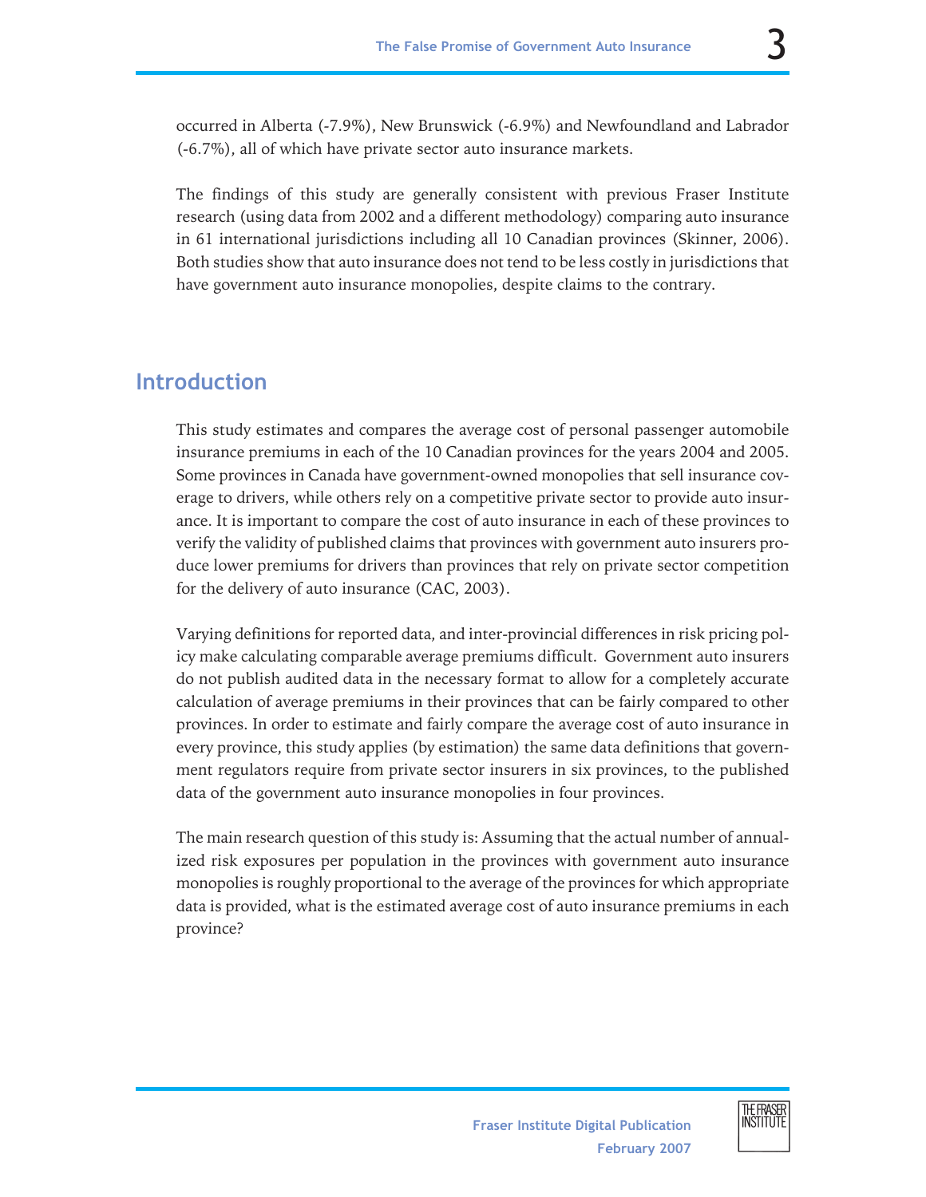occurred in Alberta (-7.9%), New Brunswick (-6.9%) and Newfoundland and Labrador (-6.7%), all of which have private sector auto insurance markets.

The findings of this study are generally consistent with previous Fraser Institute research (using data from 2002 and a different methodology) comparing auto insurance in 61 international jurisdictions including all 10 Canadian provinces (Skinner, 2006). Both studies show that auto insurance does not tend to be less costly in jurisdictions that have government auto insurance monopolies, despite claims to the contrary.

## Introduction

This study estimates and compares the average cost of personal passenger automobile insurance premiums in each of the 10 Canadian provinces for the years 2004 and 2005. Some provinces in Canada have government-owned monopolies that sell insurance coverage to drivers, while others rely on a competitive private sector to provide auto insurance. It is important to compare the cost of auto insurance in each of these provinces to verify the validity of published claims that provinces with government auto insurers produce lower premiums for drivers than provinces that rely on private sector competition for the delivery of auto insurance (CAC, 2003).

Varying definitions for reported data, and inter-provincial differences in risk pricing policy make calculating comparable average premiums difficult. Government auto insurers do not publish audited data in the necessary format to allow for a completely accurate calculation of average premiums in their provinces that can be fairly compared to other provinces. In order to estimate and fairly compare the average cost of auto insurance in every province, this study applies (by estimation) the same data definitions that government regulators require from private sector insurers in six provinces, to the published data of the government auto insurance monopolies in four provinces.

The main research question of this study is: Assuming that the actual number of annualized risk exposures per population in the provinces with government auto insurance monopolies is roughly proportional to the average of the provinces for which appropriate data is provided, what is the estimated average cost of auto insurance premiums in each province?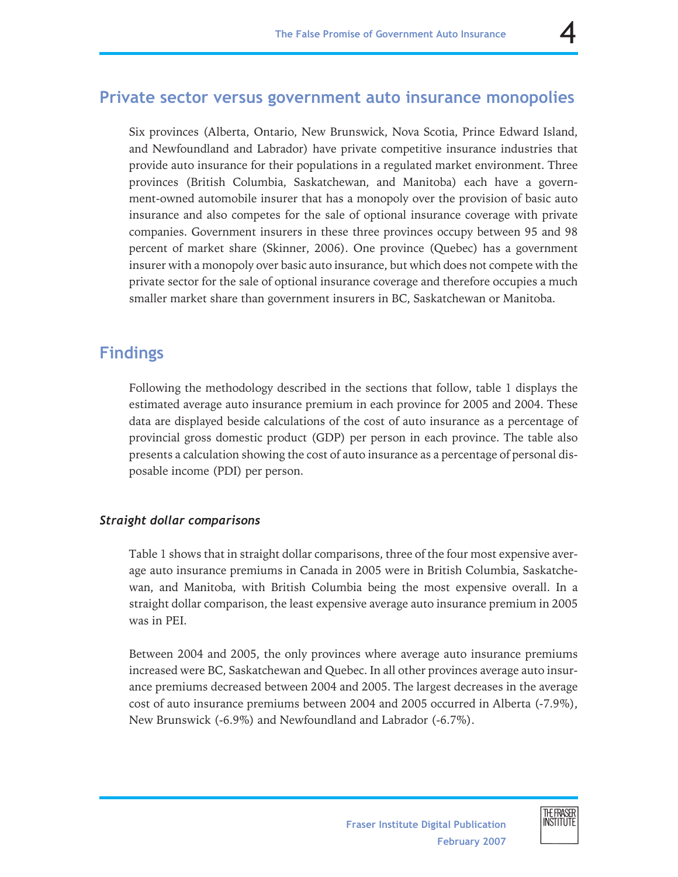## Private sector versus government auto insurance monopolies

Six provinces (Alberta, Ontario, New Brunswick, Nova Scotia, Prince Edward Island, and Newfoundland and Labrador) have private competitive insurance industries that provide auto insurance for their populations in a regulated market environment. Three provinces (British Columbia, Saskatchewan, and Manitoba) each have a government-owned automobile insurer that has a monopoly over the provision of basic auto insurance and also competes for the sale of optional insurance coverage with private companies. Government insurers in these three provinces occupy between 95 and 98 percent of market share (Skinner, 2006). One province (Quebec) has a government insurer with a monopoly over basic auto insurance, but which does not compete with the private sector for the sale of optional insurance coverage and therefore occupies a much smaller market share than government insurers in BC, Saskatchewan or Manitoba.

## Findings

Following the methodology described in the sections that follow, table 1 displays the estimated average auto insurance premium in each province for 2005 and 2004. These data are displayed beside calculations of the cost of auto insurance as a percentage of provincial gross domestic product (GDP) per person in each province. The table also presents a calculation showing the cost of auto insurance as a percentage of personal disposable income (PDI) per person.

### *Straight dollar comparisons*

Table 1 shows that in straight dollar comparisons, three of the four most expensive average auto insurance premiums in Canada in 2005 were in British Columbia, Saskatchewan, and Manitoba, with British Columbia being the most expensive overall. In a straight dollar comparison, the least expensive average auto insurance premium in 2005 was in PEI.

Between 2004 and 2005, the only provinces where average auto insurance premiums increased were BC, Saskatchewan and Quebec. In all other provinces average auto insurance premiums decreased between 2004 and 2005. The largest decreases in the average cost of auto insurance premiums between 2004 and 2005 occurred in Alberta (-7.9%), New Brunswick (-6.9%) and Newfoundland and Labrador (-6.7%).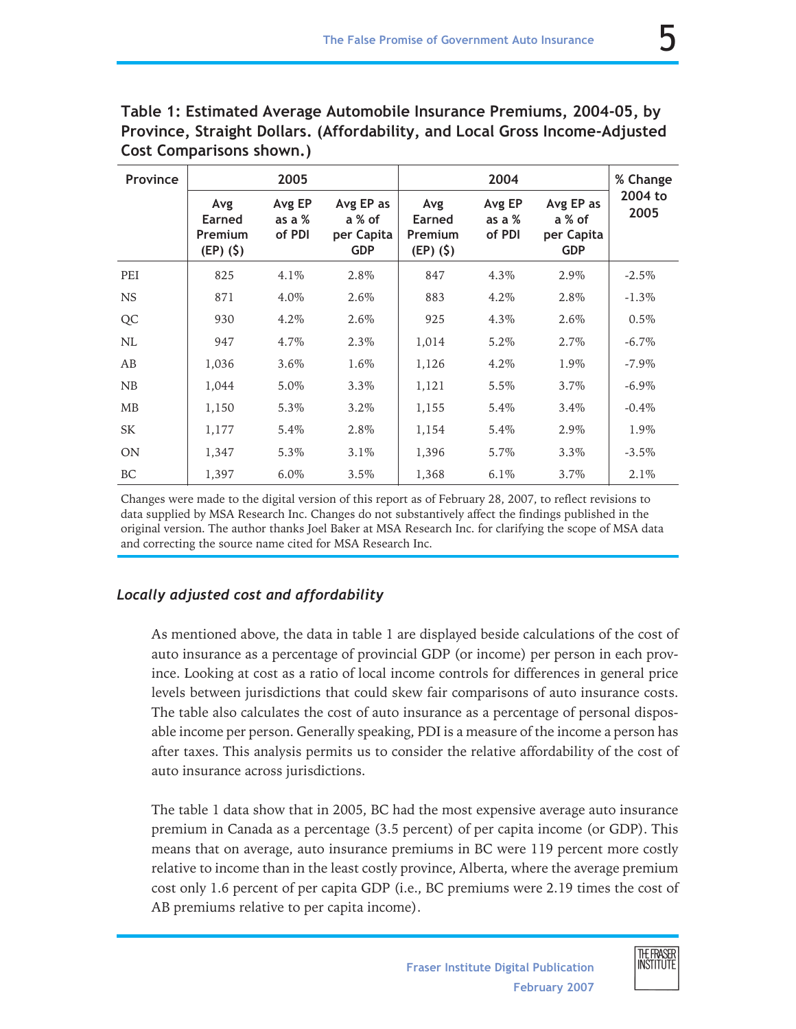**Table 1: Estimated Average Automobile Insurance Premiums, 2004-05, by Province, Straight Dollars. (Affordability, and Local Gross Income-Adjusted Cost Comparisons shown.)**

| Province | 2005 | | | 2004 | | | % Change 2004 to 2005 |
|---|---|---|---|---|---|---|---|
| | Avg Earned Premium (EP) ($) | Avg EP as a % of PDI | Avg EP as a % of per Capita GDP | Avg Earned Premium (EP) ($) | Avg EP as a % of PDI | Avg EP as a % of per Capita GDP | |
| PEI | 825 | 4.1% | 2.8% | 847 | 4.3% | 2.9% | -2.5% |
| NS | 871 | 4.0% | 2.6% | 883 | 4.2% | 2.8% | -1.3% |
| QC | 930 | 4.2% | 2.6% | 925 | 4.3% | 2.6% | 0.5% |
| NL | 947 | 4.7% | 2.3% | 1,014 | 5.2% | 2.7% | -6.7% |
| AB | 1,036 | 3.6% | 1.6% | 1,126 | 4.2% | 1.9% | -7.9% |
| NB | 1,044 | 5.0% | 3.3% | 1,121 | 5.5% | 3.7% | -6.9% |
| MB | 1,150 | 5.3% | 3.2% | 1,155 | 5.4% | 3.4% | -0.4% |
| SK | 1,177 | 5.4% | 2.8% | 1,154 | 5.4% | 2.9% | 1.9% |
| ON | 1,347 | 5.3% | 3.1% | 1,396 | 5.7% | 3.3% | -3.5% |
| BC | 1,397 | 6.0% | 3.5% | 1,368 | 6.1% | 3.7% | 2.1% |

Changes were made to the digital version of this report as of February 28, 2007, to reflect revisions to data supplied by MSA Research Inc. Changes do not substantively affect the findings published in the original version. The author thanks Joel Baker at MSA Research Inc. for clarifying the scope of MSA data and correcting the source name cited for MSA Research Inc.

### *Locally adjusted cost and affordability*

As mentioned above, the data in table 1 are displayed beside calculations of the cost of auto insurance as a percentage of provincial GDP (or income) per person in each province. Looking at cost as a ratio of local income controls for differences in general price levels between jurisdictions that could skew fair comparisons of auto insurance costs. The table also calculates the cost of auto insurance as a percentage of personal disposable income per person. Generally speaking, PDI is a measure of the income a person has after taxes. This analysis permits us to consider the relative affordability of the cost of auto insurance across jurisdictions.

The table 1 data show that in 2005, BC had the most expensive average auto insurance premium in Canada as a percentage (3.5 percent) of per capita income (or GDP). This means that on average, auto insurance premiums in BC were 119 percent more costly relative to income than in the least costly province, Alberta, where the average premium cost only 1.6 percent of per capita GDP (i.e., BC premiums were 2.19 times the cost of AB premiums relative to per capita income).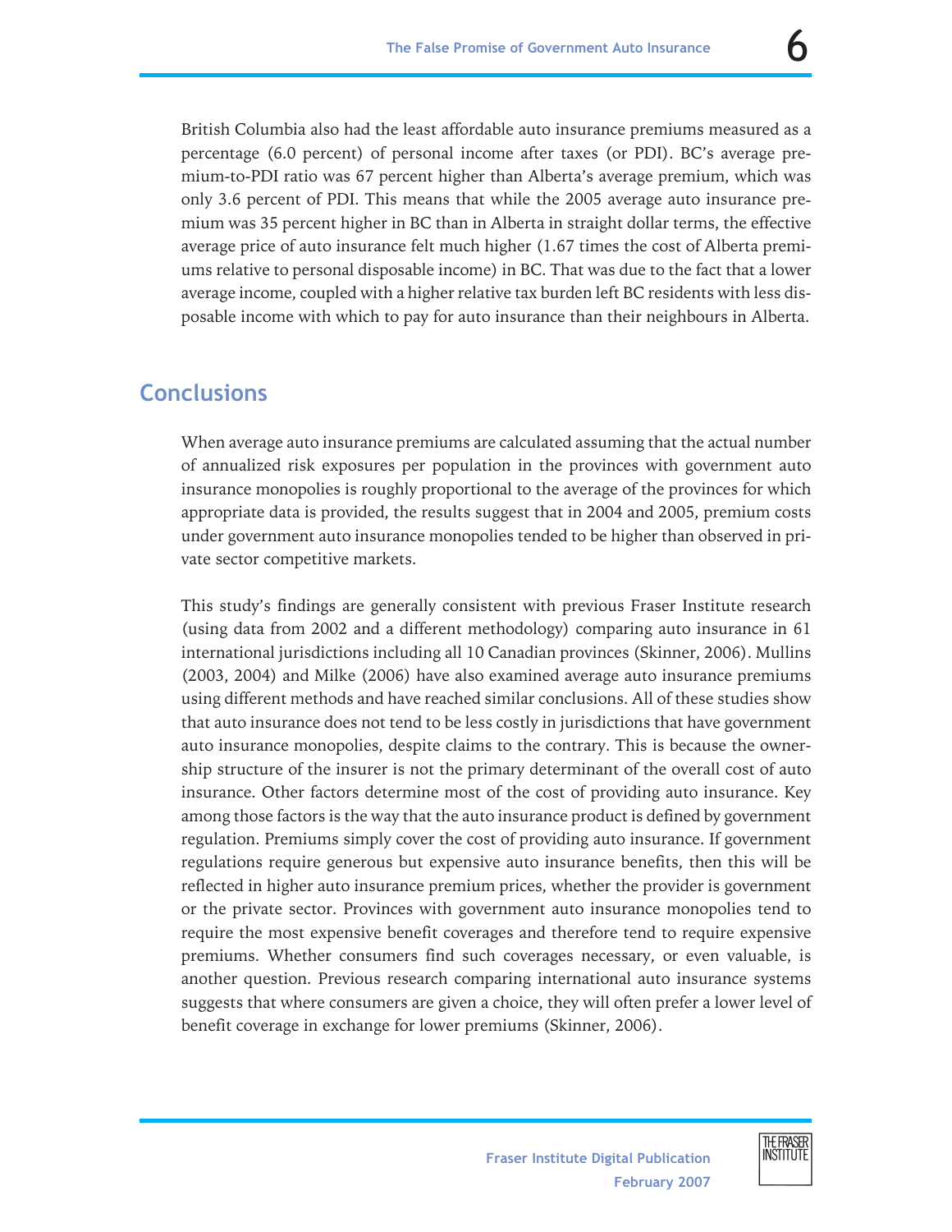British Columbia also had the least affordable auto insurance premiums measured as a percentage (6.0 percent) of personal income after taxes (or PDI). BC's average premium-to-PDI ratio was 67 percent higher than Alberta's average premium, which was only 3.6 percent of PDI. This means that while the 2005 average auto insurance premium was 35 percent higher in BC than in Alberta in straight dollar terms, the effective average price of auto insurance felt much higher (1.67 times the cost of Alberta premiums relative to personal disposable income) in BC. That was due to the fact that a lower average income, coupled with a higher relative tax burden left BC residents with less disposable income with which to pay for auto insurance than their neighbours in Alberta.

## Conclusions

When average auto insurance premiums are calculated assuming that the actual number of annualized risk exposures per population in the provinces with government auto insurance monopolies is roughly proportional to the average of the provinces for which appropriate data is provided, the results suggest that in 2004 and 2005, premium costs under government auto insurance monopolies tended to be higher than observed in private sector competitive markets.

This study's findings are generally consistent with previous Fraser Institute research (using data from 2002 and a different methodology) comparing auto insurance in 61 international jurisdictions including all 10 Canadian provinces (Skinner, 2006). Mullins (2003, 2004) and Milke (2006) have also examined average auto insurance premiums using different methods and have reached similar conclusions. All of these studies show that auto insurance does not tend to be less costly in jurisdictions that have government auto insurance monopolies, despite claims to the contrary. This is because the ownership structure of the insurer is not the primary determinant of the overall cost of auto insurance. Other factors determine most of the cost of providing auto insurance. Key among those factors is the way that the auto insurance product is defined by government regulation. Premiums simply cover the cost of providing auto insurance. If government regulations require generous but expensive auto insurance benefits, then this will be reflected in higher auto insurance premium prices, whether the provider is government or the private sector. Provinces with government auto insurance monopolies tend to require the most expensive benefit coverages and therefore tend to require expensive premiums. Whether consumers find such coverages necessary, or even valuable, is another question. Previous research comparing international auto insurance systems suggests that where consumers are given a choice, they will often prefer a lower level of benefit coverage in exchange for lower premiums (Skinner, 2006).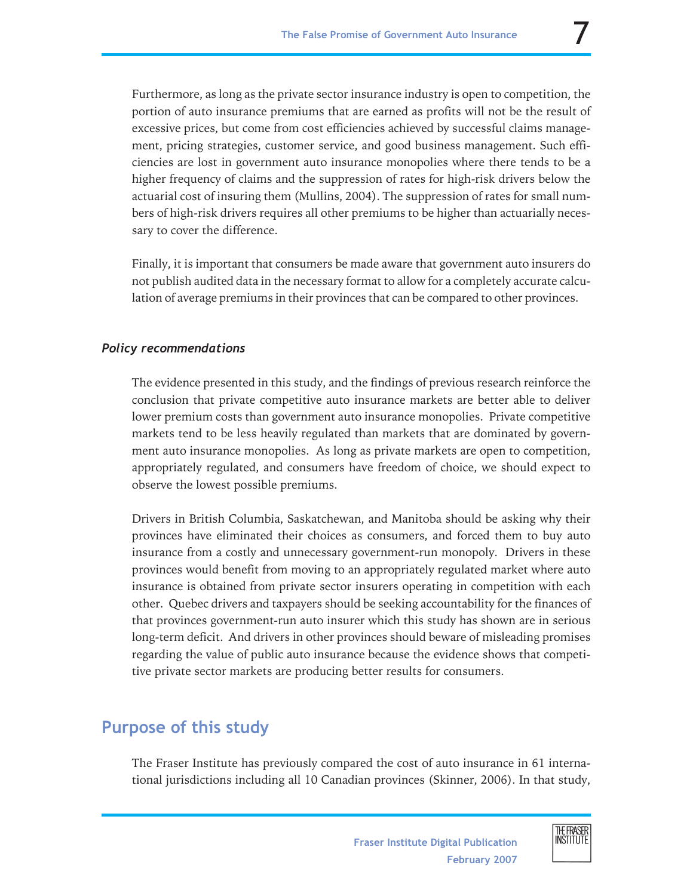Furthermore, as long as the private sector insurance industry is open to competition, the portion of auto insurance premiums that are earned as profits will not be the result of excessive prices, but come from cost efficiencies achieved by successful claims management, pricing strategies, customer service, and good business management. Such efficiencies are lost in government auto insurance monopolies where there tends to be a higher frequency of claims and the suppression of rates for high-risk drivers below the actuarial cost of insuring them (Mullins, 2004). The suppression of rates for small numbers of high-risk drivers requires all other premiums to be higher than actuarially necessary to cover the difference.

Finally, it is important that consumers be made aware that government auto insurers do not publish audited data in the necessary format to allow for a completely accurate calculation of average premiums in their provinces that can be compared to other provinces.

### *Policy recommendations*

The evidence presented in this study, and the findings of previous research reinforce the conclusion that private competitive auto insurance markets are better able to deliver lower premium costs than government auto insurance monopolies. Private competitive markets tend to be less heavily regulated than markets that are dominated by government auto insurance monopolies. As long as private markets are open to competition, appropriately regulated, and consumers have freedom of choice, we should expect to observe the lowest possible premiums.

Drivers in British Columbia, Saskatchewan, and Manitoba should be asking why their provinces have eliminated their choices as consumers, and forced them to buy auto insurance from a costly and unnecessary government-run monopoly. Drivers in these provinces would benefit from moving to an appropriately regulated market where auto insurance is obtained from private sector insurers operating in competition with each other. Quebec drivers and taxpayers should be seeking accountability for the finances of that provinces government-run auto insurer which this study has shown are in serious long-term deficit. And drivers in other provinces should beware of misleading promises regarding the value of public auto insurance because the evidence shows that competitive private sector markets are producing better results for consumers.

## Purpose of this study

The Fraser Institute has previously compared the cost of auto insurance in 61 international jurisdictions including all 10 Canadian provinces (Skinner, 2006). In that study,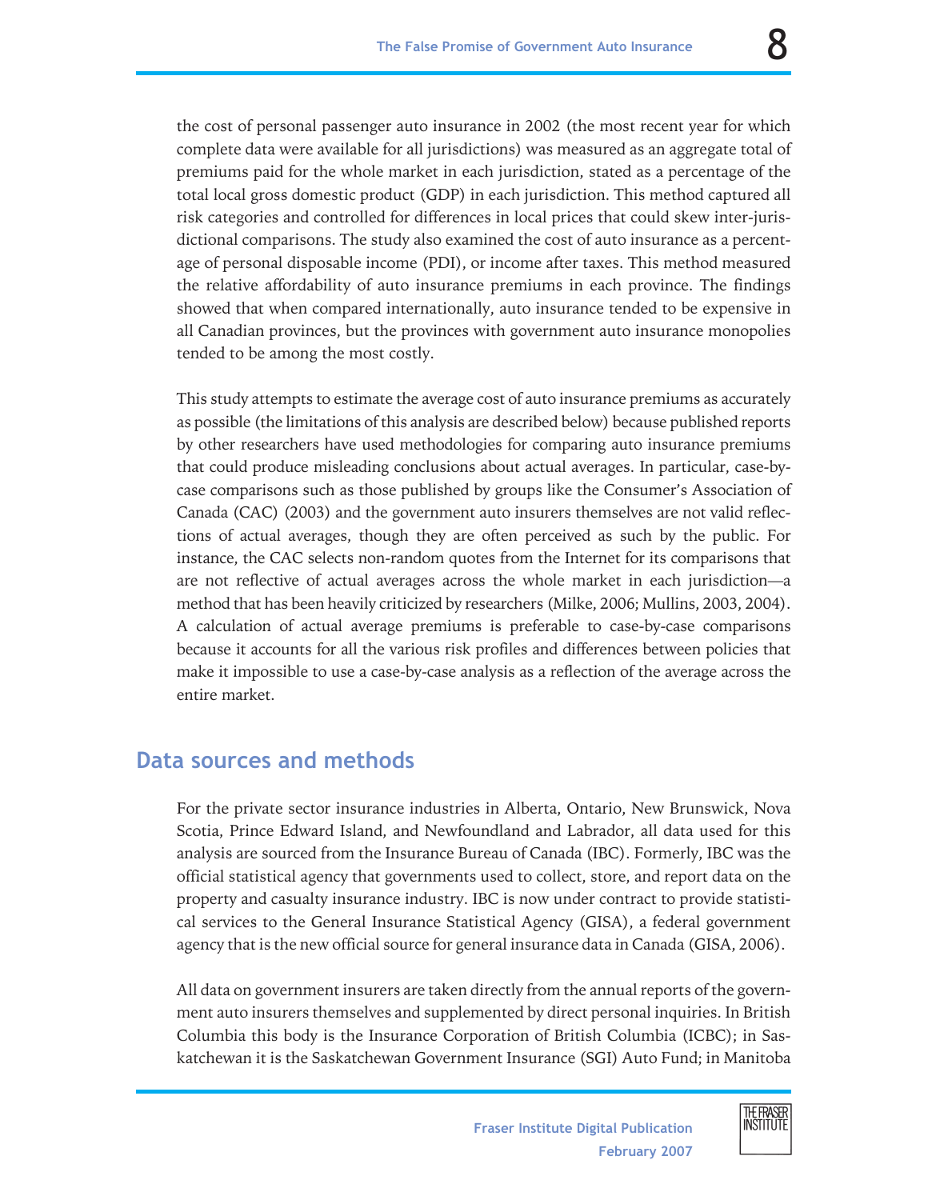the cost of personal passenger auto insurance in 2002 (the most recent year for which complete data were available for all jurisdictions) was measured as an aggregate total of premiums paid for the whole market in each jurisdiction, stated as a percentage of the total local gross domestic product (GDP) in each jurisdiction. This method captured all risk categories and controlled for differences in local prices that could skew inter-jurisdictional comparisons. The study also examined the cost of auto insurance as a percentage of personal disposable income (PDI), or income after taxes. This method measured the relative affordability of auto insurance premiums in each province. The findings showed that when compared internationally, auto insurance tended to be expensive in all Canadian provinces, but the provinces with government auto insurance monopolies tended to be among the most costly.

This study attempts to estimate the average cost of auto insurance premiums as accurately as possible (the limitations of this analysis are described below) because published reports by other researchers have used methodologies for comparing auto insurance premiums that could produce misleading conclusions about actual averages. In particular, case-by-case comparisons such as those published by groups like the Consumer's Association of Canada (CAC) (2003) and the government auto insurers themselves are not valid reflections of actual averages, though they are often perceived as such by the public. For instance, the CAC selects non-random quotes from the Internet for its comparisons that are not reflective of actual averages across the whole market in each jurisdiction—a method that has been heavily criticized by researchers (Milke, 2006; Mullins, 2003, 2004). A calculation of actual average premiums is preferable to case-by-case comparisons because it accounts for all the various risk profiles and differences between policies that make it impossible to use a case-by-case analysis as a reflection of the average across the entire market.

## Data sources and methods

For the private sector insurance industries in Alberta, Ontario, New Brunswick, Nova Scotia, Prince Edward Island, and Newfoundland and Labrador, all data used for this analysis are sourced from the Insurance Bureau of Canada (IBC). Formerly, IBC was the official statistical agency that governments used to collect, store, and report data on the property and casualty insurance industry. IBC is now under contract to provide statistical services to the General Insurance Statistical Agency (GISA), a federal government agency that is the new official source for general insurance data in Canada (GISA, 2006).

All data on government insurers are taken directly from the annual reports of the government auto insurers themselves and supplemented by direct personal inquiries. In British Columbia this body is the Insurance Corporation of British Columbia (ICBC); in Saskatchewan it is the Saskatchewan Government Insurance (SGI) Auto Fund; in Manitoba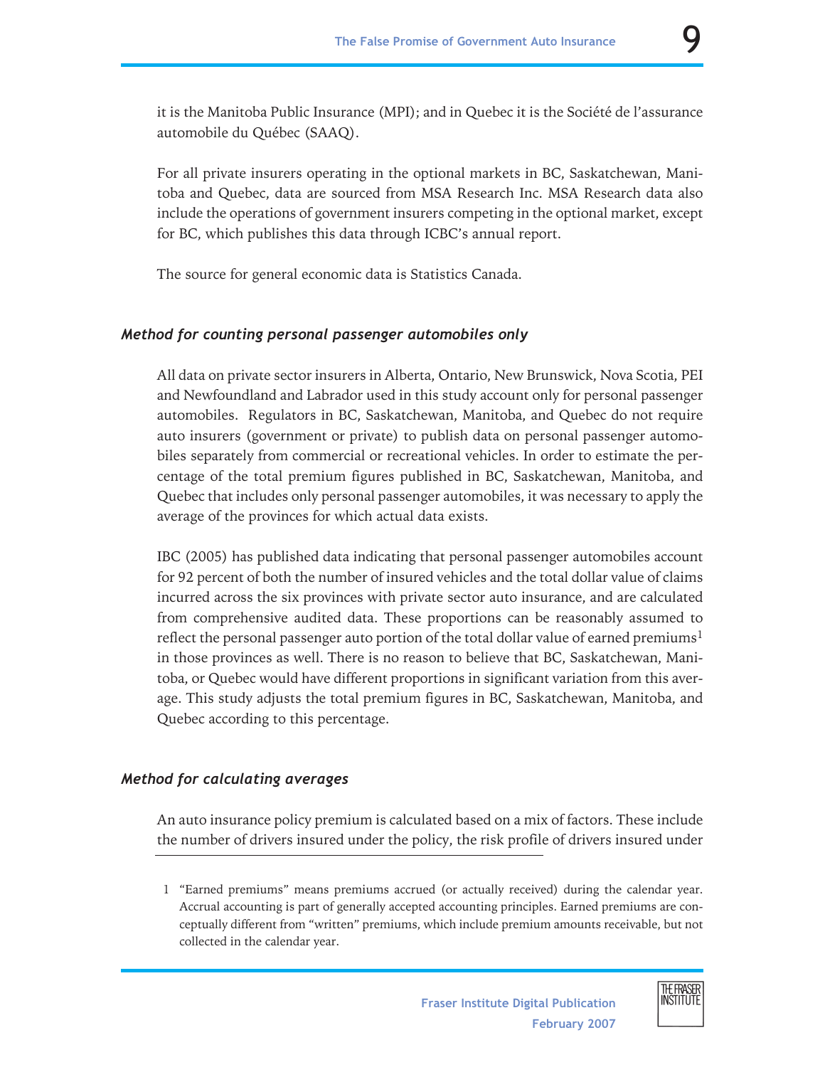it is the Manitoba Public Insurance (MPI); and in Quebec it is the Société de l'assurance automobile du Québec (SAAQ).

For all private insurers operating in the optional markets in BC, Saskatchewan, Manitoba and Quebec, data are sourced from MSA Research Inc. MSA Research data also include the operations of government insurers competing in the optional market, except for BC, which publishes this data through ICBC's annual report.

The source for general economic data is Statistics Canada.

### *Method for counting personal passenger automobiles only*

All data on private sector insurers in Alberta, Ontario, New Brunswick, Nova Scotia, PEI and Newfoundland and Labrador used in this study account only for personal passenger automobiles. Regulators in BC, Saskatchewan, Manitoba, and Quebec do not require auto insurers (government or private) to publish data on personal passenger automobiles separately from commercial or recreational vehicles. In order to estimate the percentage of the total premium figures published in BC, Saskatchewan, Manitoba, and Quebec that includes only personal passenger automobiles, it was necessary to apply the average of the provinces for which actual data exists.

IBC (2005) has published data indicating that personal passenger automobiles account for 92 percent of both the number of insured vehicles and the total dollar value of claims incurred across the six provinces with private sector auto insurance, and are calculated from comprehensive audited data. These proportions can be reasonably assumed to reflect the personal passenger auto portion of the total dollar value of earned premiums[1] in those provinces as well. There is no reason to believe that BC, Saskatchewan, Manitoba, or Quebec would have different proportions in significant variation from this average. This study adjusts the total premium figures in BC, Saskatchewan, Manitoba, and Quebec according to this percentage.

### *Method for calculating averages*

An auto insurance policy premium is calculated based on a mix of factors. These include the number of drivers insured under the policy, the risk profile of drivers insured under

1 "Earned premiums" means premiums accrued (or actually received) during the calendar year. Accrual accounting is part of generally accepted accounting principles. Earned premiums are conceptually different from "written" premiums, which include premium amounts receivable, but not collected in the calendar year.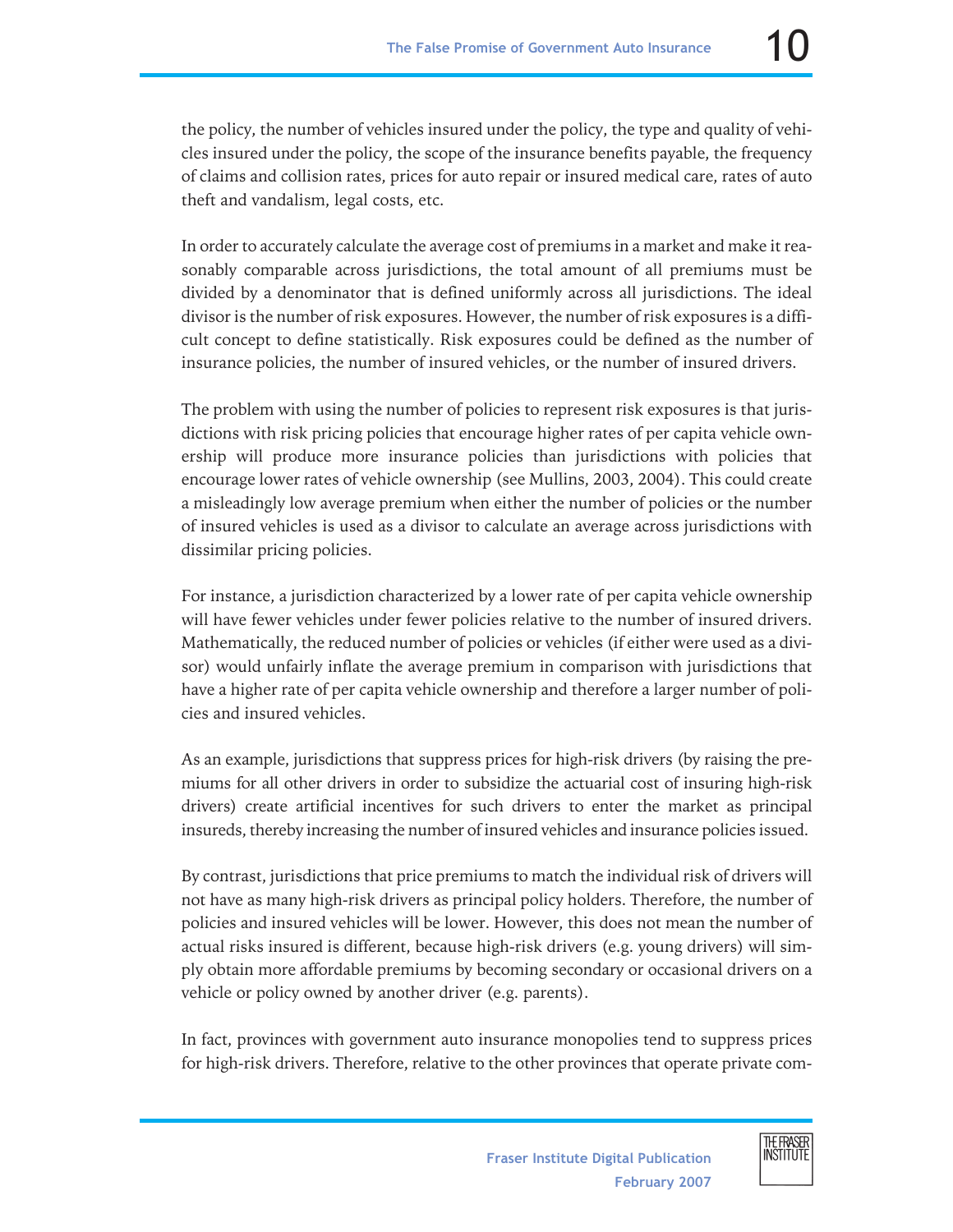the policy, the number of vehicles insured under the policy, the type and quality of vehicles insured under the policy, the scope of the insurance benefits payable, the frequency of claims and collision rates, prices for auto repair or insured medical care, rates of auto theft and vandalism, legal costs, etc.

In order to accurately calculate the average cost of premiums in a market and make it reasonably comparable across jurisdictions, the total amount of all premiums must be divided by a denominator that is defined uniformly across all jurisdictions. The ideal divisor is the number of risk exposures. However, the number of risk exposures is a difficult concept to define statistically. Risk exposures could be defined as the number of insurance policies, the number of insured vehicles, or the number of insured drivers.

The problem with using the number of policies to represent risk exposures is that jurisdictions with risk pricing policies that encourage higher rates of per capita vehicle ownership will produce more insurance policies than jurisdictions with policies that encourage lower rates of vehicle ownership (see Mullins, 2003, 2004). This could create a misleadingly low average premium when either the number of policies or the number of insured vehicles is used as a divisor to calculate an average across jurisdictions with dissimilar pricing policies.

For instance, a jurisdiction characterized by a lower rate of per capita vehicle ownership will have fewer vehicles under fewer policies relative to the number of insured drivers. Mathematically, the reduced number of policies or vehicles (if either were used as a divisor) would unfairly inflate the average premium in comparison with jurisdictions that have a higher rate of per capita vehicle ownership and therefore a larger number of policies and insured vehicles.

As an example, jurisdictions that suppress prices for high-risk drivers (by raising the premiums for all other drivers in order to subsidize the actuarial cost of insuring high-risk drivers) create artificial incentives for such drivers to enter the market as principal insureds, thereby increasing the number of insured vehicles and insurance policies issued.

By contrast, jurisdictions that price premiums to match the individual risk of drivers will not have as many high-risk drivers as principal policy holders. Therefore, the number of policies and insured vehicles will be lower. However, this does not mean the number of actual risks insured is different, because high-risk drivers (e.g. young drivers) will simply obtain more affordable premiums by becoming secondary or occasional drivers on a vehicle or policy owned by another driver (e.g. parents).

In fact, provinces with government auto insurance monopolies tend to suppress prices for high-risk drivers. Therefore, relative to the other provinces that operate private com-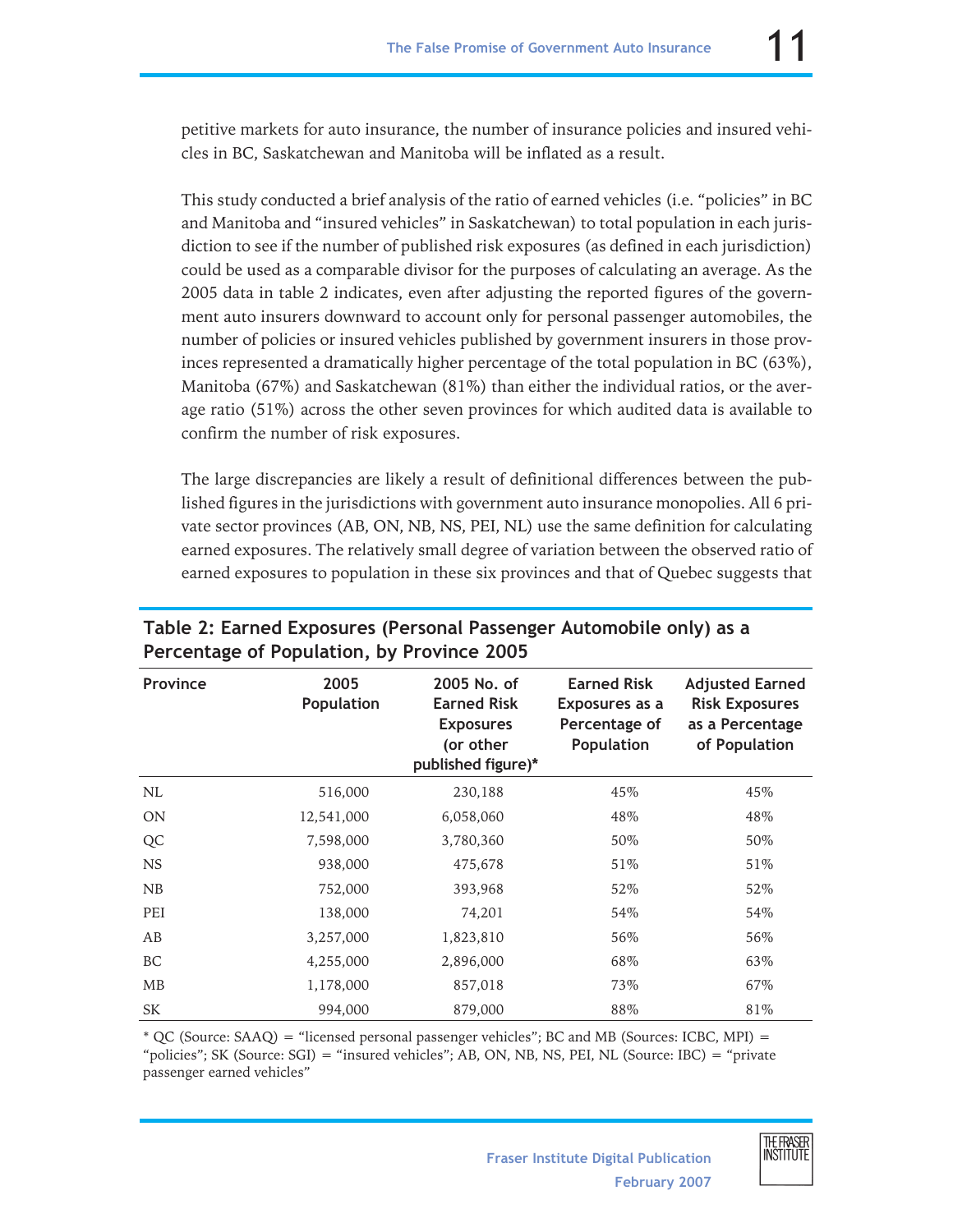petitive markets for auto insurance, the number of insurance policies and insured vehicles in BC, Saskatchewan and Manitoba will be inflated as a result.

This study conducted a brief analysis of the ratio of earned vehicles (i.e. "policies" in BC and Manitoba and "insured vehicles" in Saskatchewan) to total population in each jurisdiction to see if the number of published risk exposures (as defined in each jurisdiction) could be used as a comparable divisor for the purposes of calculating an average. As the 2005 data in table 2 indicates, even after adjusting the reported figures of the government auto insurers downward to account only for personal passenger automobiles, the number of policies or insured vehicles published by government insurers in those provinces represented a dramatically higher percentage of the total population in BC (63%), Manitoba (67%) and Saskatchewan (81%) than either the individual ratios, or the average ratio (51%) across the other seven provinces for which audited data is available to confirm the number of risk exposures.

The large discrepancies are likely a result of definitional differences between the published figures in the jurisdictions with government auto insurance monopolies. All 6 private sector provinces (AB, ON, NB, NS, PEI, NL) use the same definition for calculating earned exposures. The relatively small degree of variation between the observed ratio of earned exposures to population in these six provinces and that of Quebec suggests that

**Table 2: Earned Exposures (Personal Passenger Automobile only) as a Percentage of Population, by Province 2005**

| Province | 2005 Population | 2005 No. of Earned Risk Exposures (or other published figure)* | Earned Risk Exposures as a Percentage of Population | Adjusted Earned Risk Exposures as a Percentage of Population |
|---|---|---|---|---|
| NL | 516,000 | 230,188 | 45% | 45% |
| ON | 12,541,000 | 6,058,060 | 48% | 48% |
| QC | 7,598,000 | 3,780,360 | 50% | 50% |
| NS | 938,000 | 475,678 | 51% | 51% |
| NB | 752,000 | 393,968 | 52% | 52% |
| PEI | 138,000 | 74,201 | 54% | 54% |
| AB | 3,257,000 | 1,823,810 | 56% | 56% |
| BC | 4,255,000 | 2,896,000 | 68% | 63% |
| MB | 1,178,000 | 857,018 | 73% | 67% |
| SK | 994,000 | 879,000 | 88% | 81% |

* QC (Source: SAAQ) = "licensed personal passenger vehicles"; BC and MB (Sources: ICBC, MPI) = "policies"; SK (Source: SGI) = "insured vehicles"; AB, ON, NB, NS, PEI, NL (Source: IBC) = "private passenger earned vehicles"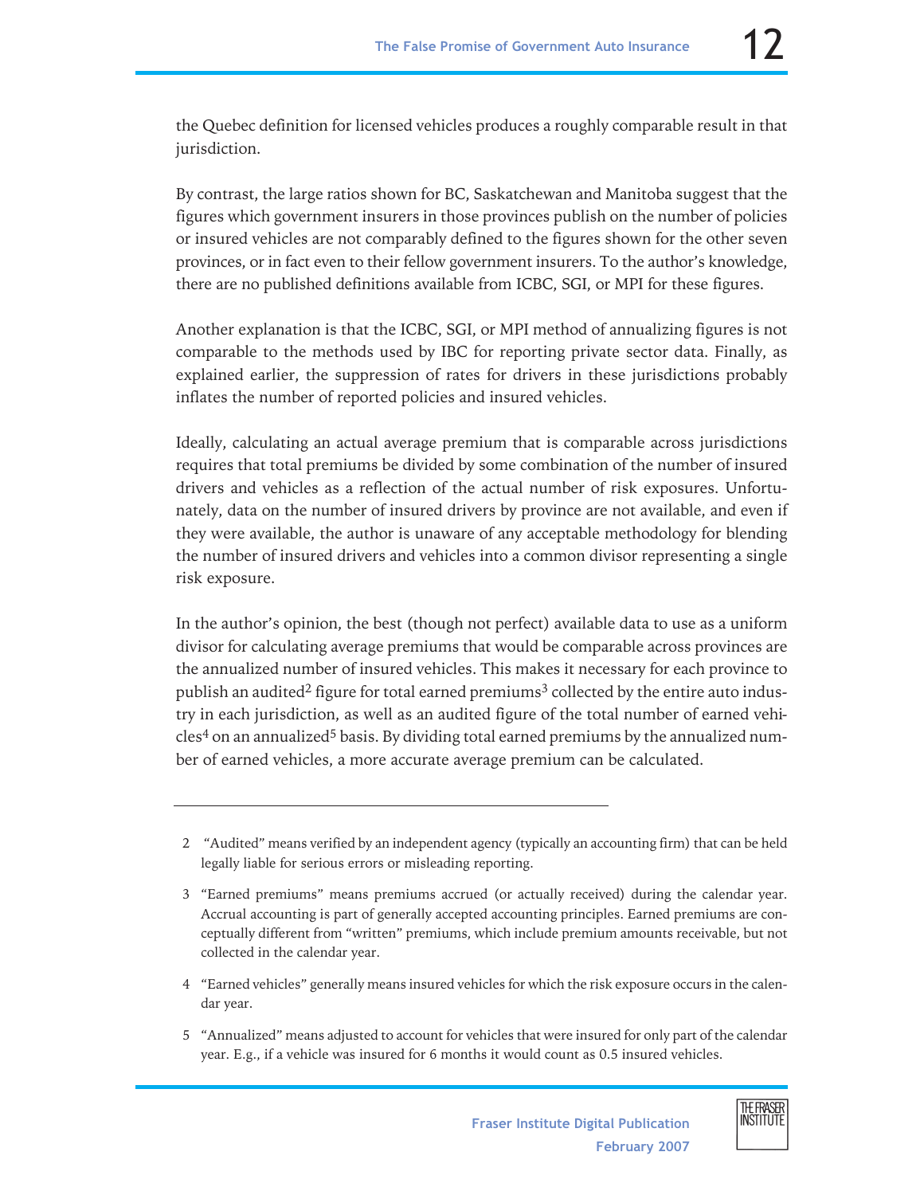the Quebec definition for licensed vehicles produces a roughly comparable result in that jurisdiction.

By contrast, the large ratios shown for BC, Saskatchewan and Manitoba suggest that the figures which government insurers in those provinces publish on the number of policies or insured vehicles are not comparably defined to the figures shown for the other seven provinces, or in fact even to their fellow government insurers. To the author's knowledge, there are no published definitions available from ICBC, SGI, or MPI for these figures.

Another explanation is that the ICBC, SGI, or MPI method of annualizing figures is not comparable to the methods used by IBC for reporting private sector data. Finally, as explained earlier, the suppression of rates for drivers in these jurisdictions probably inflates the number of reported policies and insured vehicles.

Ideally, calculating an actual average premium that is comparable across jurisdictions requires that total premiums be divided by some combination of the number of insured drivers and vehicles as a reflection of the actual number of risk exposures. Unfortunately, data on the number of insured drivers by province are not available, and even if they were available, the author is unaware of any acceptable methodology for blending the number of insured drivers and vehicles into a common divisor representing a single risk exposure.

In the author's opinion, the best (though not perfect) available data to use as a uniform divisor for calculating average premiums that would be comparable across provinces are the annualized number of insured vehicles. This makes it necessary for each province to publish an audited[2] figure for total earned premiums[3] collected by the entire auto industry in each jurisdiction, as well as an audited figure of the total number of earned vehicles[4] on an annualized[5] basis. By dividing total earned premiums by the annualized number of earned vehicles, a more accurate average premium can be calculated.

---

2 "Audited" means verified by an independent agency (typically an accounting firm) that can be held legally liable for serious errors or misleading reporting.

3 "Earned premiums" means premiums accrued (or actually received) during the calendar year. Accrual accounting is part of generally accepted accounting principles. Earned premiums are conceptually different from "written" premiums, which include premium amounts receivable, but not collected in the calendar year.

4 "Earned vehicles" generally means insured vehicles for which the risk exposure occurs in the calendar year.

5 "Annualized" means adjusted to account for vehicles that were insured for only part of the calendar year. E.g., if a vehicle was insured for 6 months it would count as 0.5 insured vehicles.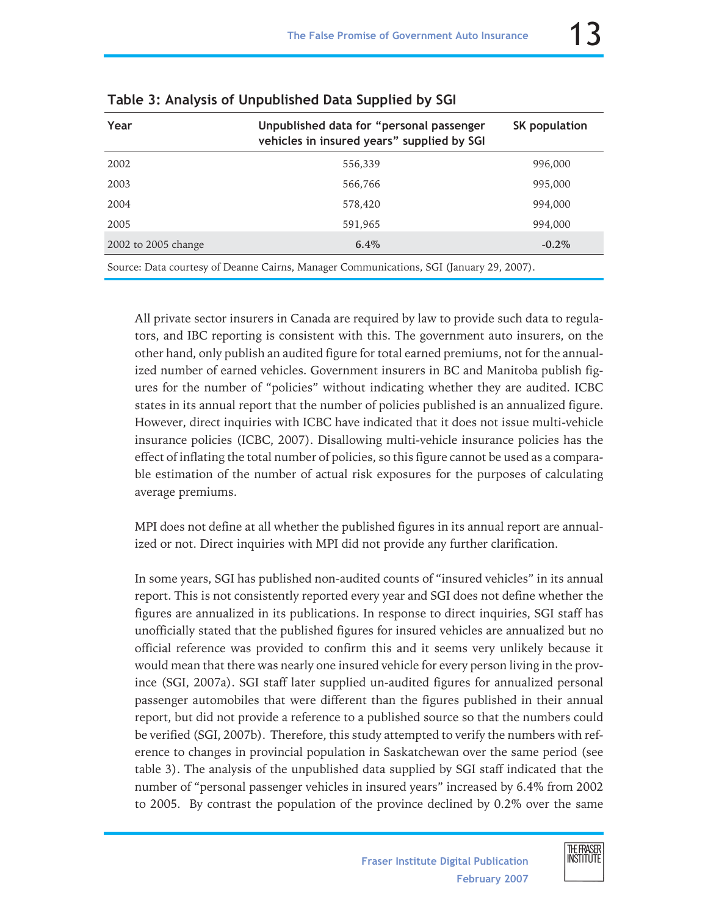**Table 3: Analysis of Unpublished Data Supplied by SGI**

| Year | Unpublished data for "personal passenger vehicles in insured years" supplied by SGI | SK population |
|---|---|---|
| 2002 | 556,339 | 996,000 |
| 2003 | 566,766 | 995,000 |
| 2004 | 578,420 | 994,000 |
| 2005 | 591,965 | 994,000 |
| 2002 to 2005 change | **6.4%** | **-0.2%** |

Source: Data courtesy of Deanne Cairns, Manager Communications, SGI (January 29, 2007).

All private sector insurers in Canada are required by law to provide such data to regulators, and IBC reporting is consistent with this. The government auto insurers, on the other hand, only publish an audited figure for total earned premiums, not for the annualized number of earned vehicles. Government insurers in BC and Manitoba publish figures for the number of "policies" without indicating whether they are audited. ICBC states in its annual report that the number of policies published is an annualized figure. However, direct inquiries with ICBC have indicated that it does not issue multi-vehicle insurance policies (ICBC, 2007). Disallowing multi-vehicle insurance policies has the effect of inflating the total number of policies, so this figure cannot be used as a comparable estimation of the number of actual risk exposures for the purposes of calculating average premiums.

MPI does not define at all whether the published figures in its annual report are annualized or not. Direct inquiries with MPI did not provide any further clarification.

In some years, SGI has published non-audited counts of "insured vehicles" in its annual report. This is not consistently reported every year and SGI does not define whether the figures are annualized in its publications. In response to direct inquiries, SGI staff has unofficially stated that the published figures for insured vehicles are annualized but no official reference was provided to confirm this and it seems very unlikely because it would mean that there was nearly one insured vehicle for every person living in the province (SGI, 2007a). SGI staff later supplied un-audited figures for annualized personal passenger automobiles that were different than the figures published in their annual report, but did not provide a reference to a published source so that the numbers could be verified (SGI, 2007b). Therefore, this study attempted to verify the numbers with reference to changes in provincial population in Saskatchewan over the same period (see table 3). The analysis of the unpublished data supplied by SGI staff indicated that the number of "personal passenger vehicles in insured years" increased by 6.4% from 2002 to 2005. By contrast the population of the province declined by 0.2% over the same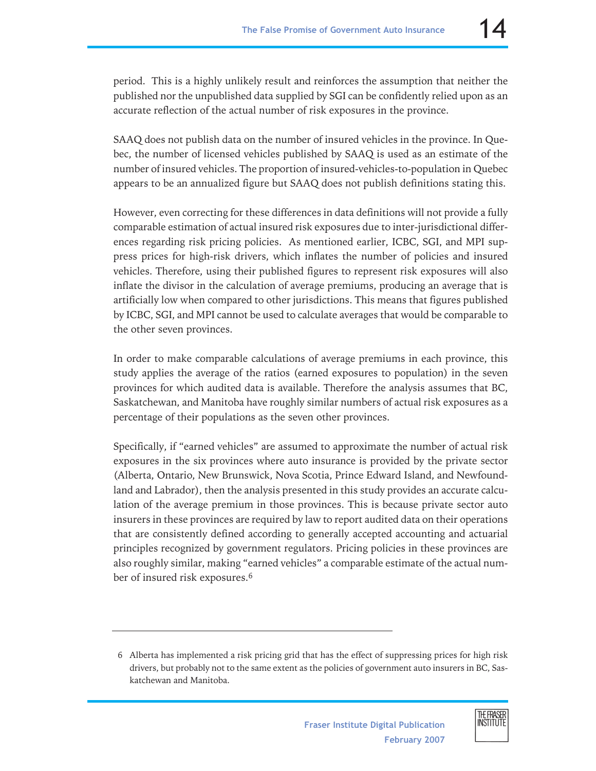period. This is a highly unlikely result and reinforces the assumption that neither the published nor the unpublished data supplied by SGI can be confidently relied upon as an accurate reflection of the actual number of risk exposures in the province.

SAAQ does not publish data on the number of insured vehicles in the province. In Quebec, the number of licensed vehicles published by SAAQ is used as an estimate of the number of insured vehicles. The proportion of insured-vehicles-to-population in Quebec appears to be an annualized figure but SAAQ does not publish definitions stating this.

However, even correcting for these differences in data definitions will not provide a fully comparable estimation of actual insured risk exposures due to inter-jurisdictional differences regarding risk pricing policies. As mentioned earlier, ICBC, SGI, and MPI suppress prices for high-risk drivers, which inflates the number of policies and insured vehicles. Therefore, using their published figures to represent risk exposures will also inflate the divisor in the calculation of average premiums, producing an average that is artificially low when compared to other jurisdictions. This means that figures published by ICBC, SGI, and MPI cannot be used to calculate averages that would be comparable to the other seven provinces.

In order to make comparable calculations of average premiums in each province, this study applies the average of the ratios (earned exposures to population) in the seven provinces for which audited data is available. Therefore the analysis assumes that BC, Saskatchewan, and Manitoba have roughly similar numbers of actual risk exposures as a percentage of their populations as the seven other provinces.

Specifically, if "earned vehicles" are assumed to approximate the number of actual risk exposures in the six provinces where auto insurance is provided by the private sector (Alberta, Ontario, New Brunswick, Nova Scotia, Prince Edward Island, and Newfoundland and Labrador), then the analysis presented in this study provides an accurate calculation of the average premium in those provinces. This is because private sector auto insurers in these provinces are required by law to report audited data on their operations that are consistently defined according to generally accepted accounting and actuarial principles recognized by government regulators. Pricing policies in these provinces are also roughly similar, making "earned vehicles" a comparable estimate of the actual number of insured risk exposures.[6]

---

6 Alberta has implemented a risk pricing grid that has the effect of suppressing prices for high risk drivers, but probably not to the same extent as the policies of government auto insurers in BC, Saskatchewan and Manitoba.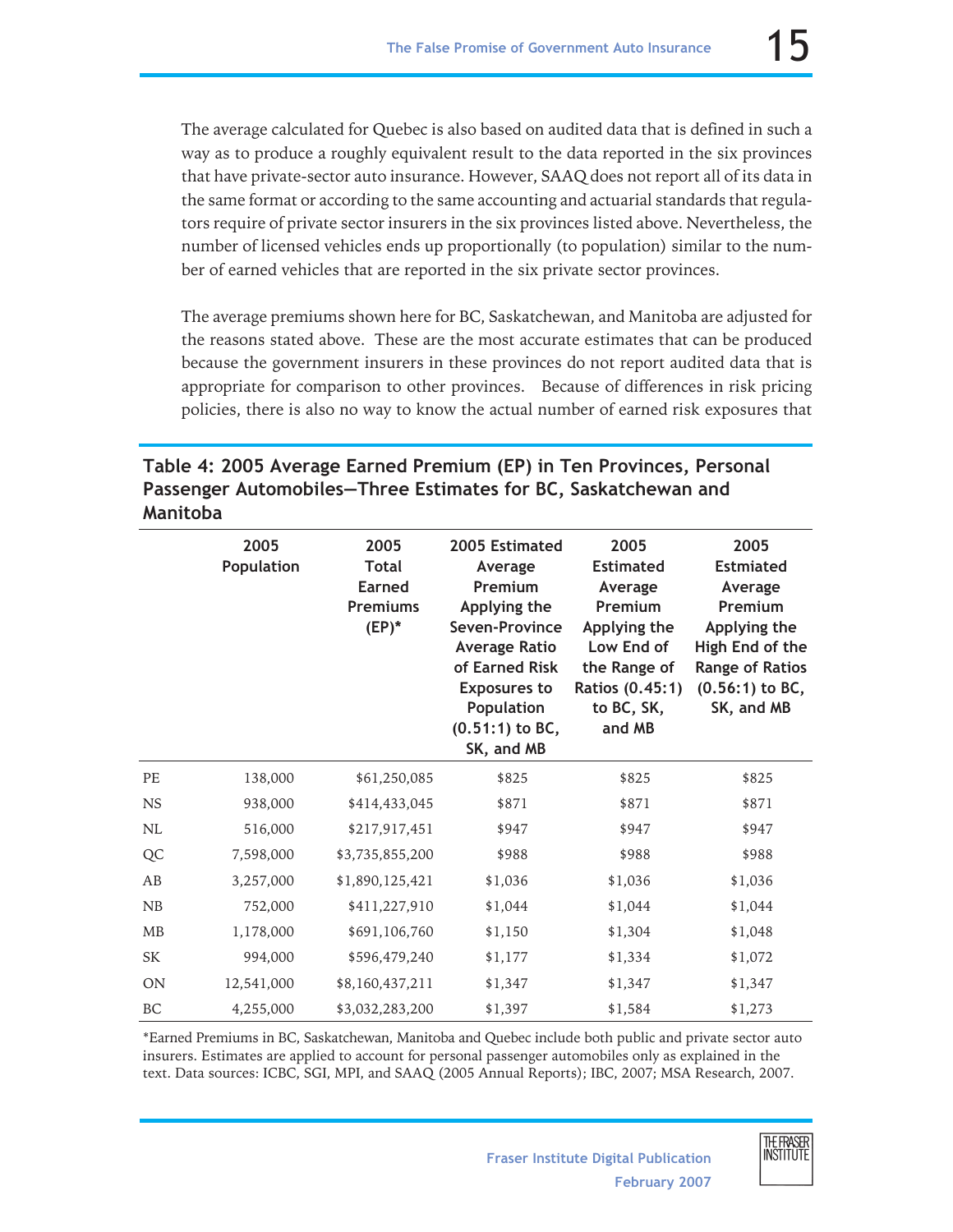The average calculated for Quebec is also based on audited data that is defined in such a way as to produce a roughly equivalent result to the data reported in the six provinces that have private-sector auto insurance. However, SAAQ does not report all of its data in the same format or according to the same accounting and actuarial standards that regulators require of private sector insurers in the six provinces listed above. Nevertheless, the number of licensed vehicles ends up proportionally (to population) similar to the number of earned vehicles that are reported in the six private sector provinces.

The average premiums shown here for BC, Saskatchewan, and Manitoba are adjusted for the reasons stated above. These are the most accurate estimates that can be produced because the government insurers in these provinces do not report audited data that is appropriate for comparison to other provinces. Because of differences in risk pricing policies, there is also no way to know the actual number of earned risk exposures that

**Table 4: 2005 Average Earned Premium (EP) in Ten Provinces, Personal Passenger Automobiles—Three Estimates for BC, Saskatchewan and Manitoba**

| | 2005 Population | 2005 Total Earned Premiums (EP)* | 2005 Estimated Average Premium Applying the Seven-Province Average Ratio of Earned Risk Exposures to Population (0.51:1) to BC, SK, and MB | 2005 Estimated Average Premium Applying the Low End of the Range of Ratios (0.45:1) to BC, SK, and MB | 2005 Estmiated Average Premium Applying the High End of the Range of Ratios (0.56:1) to BC, SK, and MB |
|---|---|---|---|---|---|
| PE | 138,000 | $61,250,085 | $825 | $825 | $825 |
| NS | 938,000 | $414,433,045 | $871 | $871 | $871 |
| NL | 516,000 | $217,917,451 | $947 | $947 | $947 |
| QC | 7,598,000 | $3,735,855,200 | $988 | $988 | $988 |
| AB | 3,257,000 | $1,890,125,421 | $1,036 | $1,036 | $1,036 |
| NB | 752,000 | $411,227,910 | $1,044 | $1,044 | $1,044 |
| MB | 1,178,000 | $691,106,760 | $1,150 | $1,304 | $1,048 |
| SK | 994,000 | $596,479,240 | $1,177 | $1,334 | $1,072 |
| ON | 12,541,000 | $8,160,437,211 | $1,347 | $1,347 | $1,347 |
| BC | 4,255,000 | $3,032,283,200 | $1,397 | $1,584 | $1,273 |

*Earned Premiums in BC, Saskatchewan, Manitoba and Quebec include both public and private sector auto insurers. Estimates are applied to account for personal passenger automobiles only as explained in the text. Data sources: ICBC, SGI, MPI, and SAAQ (2005 Annual Reports); IBC, 2007; MSA Research, 2007.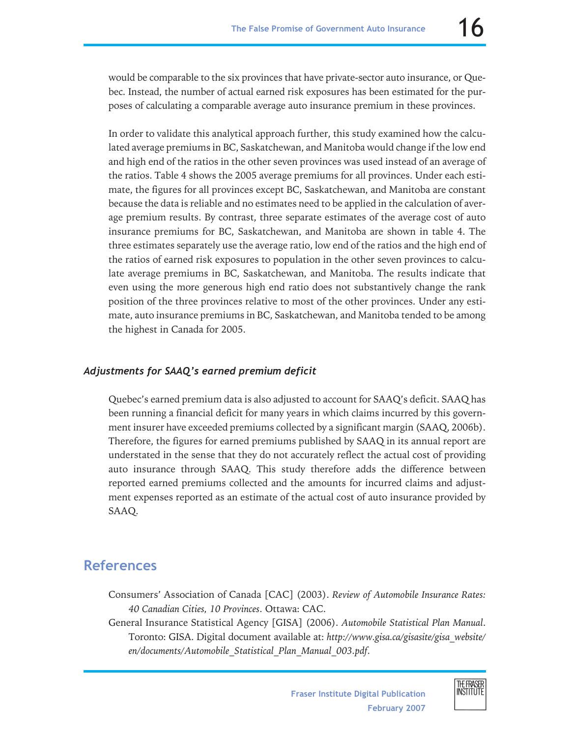would be comparable to the six provinces that have private-sector auto insurance, or Quebec. Instead, the number of actual earned risk exposures has been estimated for the purposes of calculating a comparable average auto insurance premium in these provinces.

In order to validate this analytical approach further, this study examined how the calculated average premiums in BC, Saskatchewan, and Manitoba would change if the low end and high end of the ratios in the other seven provinces was used instead of an average of the ratios. Table 4 shows the 2005 average premiums for all provinces. Under each estimate, the figures for all provinces except BC, Saskatchewan, and Manitoba are constant because the data is reliable and no estimates need to be applied in the calculation of average premium results. By contrast, three separate estimates of the average cost of auto insurance premiums for BC, Saskatchewan, and Manitoba are shown in table 4. The three estimates separately use the average ratio, low end of the ratios and the high end of the ratios of earned risk exposures to population in the other seven provinces to calculate average premiums in BC, Saskatchewan, and Manitoba. The results indicate that even using the more generous high end ratio does not substantively change the rank position of the three provinces relative to most of the other provinces. Under any estimate, auto insurance premiums in BC, Saskatchewan, and Manitoba tended to be among the highest in Canada for 2005.

### *Adjustments for SAAQ's earned premium deficit*

Quebec's earned premium data is also adjusted to account for SAAQ's deficit. SAAQ has been running a financial deficit for many years in which claims incurred by this government insurer have exceeded premiums collected by a significant margin (SAAQ, 2006b). Therefore, the figures for earned premiums published by SAAQ in its annual report are understated in the sense that they do not accurately reflect the actual cost of providing auto insurance through SAAQ. This study therefore adds the difference between reported earned premiums collected and the amounts for incurred claims and adjustment expenses reported as an estimate of the actual cost of auto insurance provided by SAAQ.

## References

Consumers' Association of Canada [CAC] (2003). *Review of Automobile Insurance Rates: 40 Canadian Cities, 10 Provinces*. Ottawa: CAC.

General Insurance Statistical Agency [GISA] (2006). *Automobile Statistical Plan Manual*. Toronto: GISA. Digital document available at: *http://www.gisa.ca/gisasite/gisa_website/en/documents/Automobile_Statistical_Plan_Manual_003.pdf*.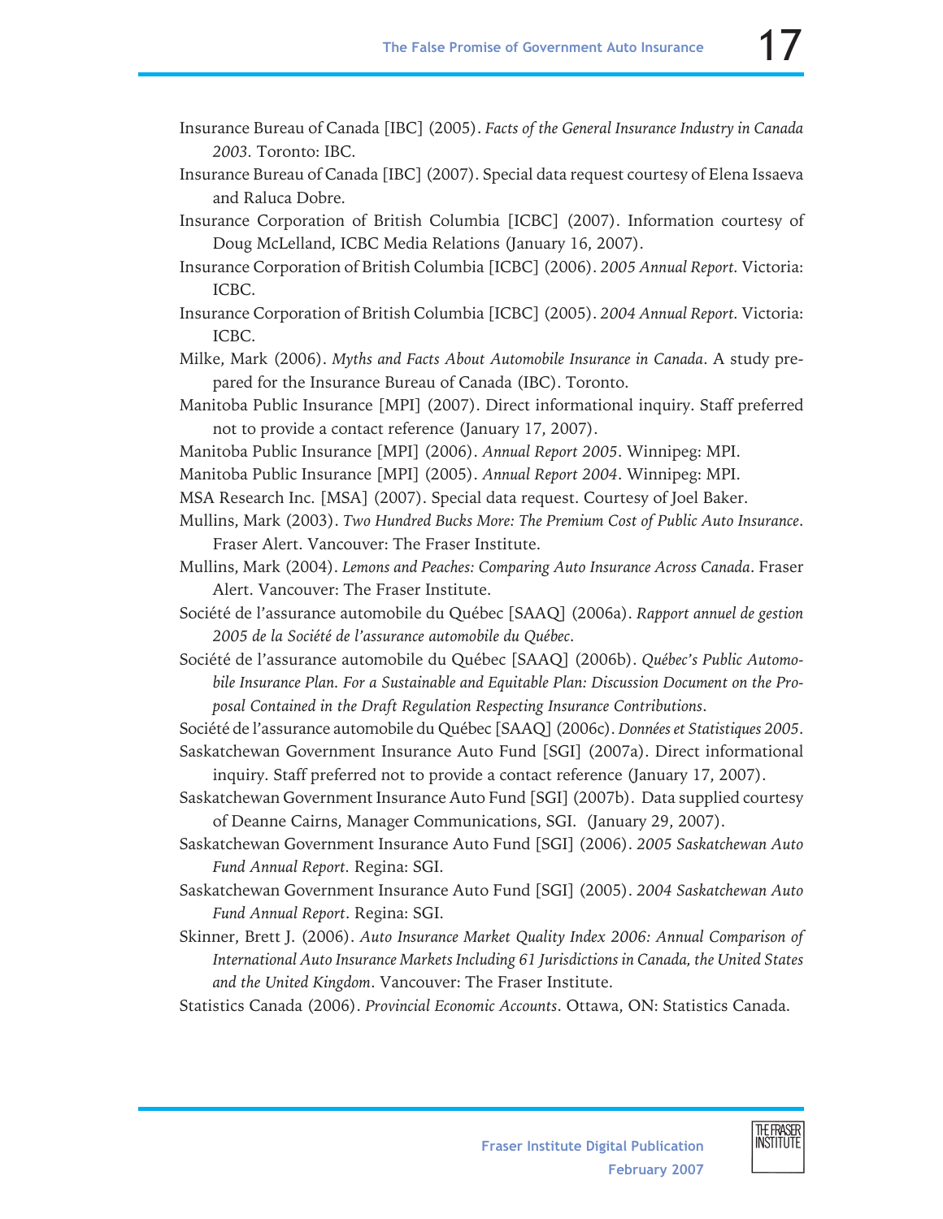Insurance Bureau of Canada [IBC] (2005). *Facts of the General Insurance Industry in Canada 2003*. Toronto: IBC.

Insurance Bureau of Canada [IBC] (2007). Special data request courtesy of Elena Issaeva and Raluca Dobre.

Insurance Corporation of British Columbia [ICBC] (2007). Information courtesy of Doug McLelland, ICBC Media Relations (January 16, 2007).

Insurance Corporation of British Columbia [ICBC] (2006). *2005 Annual Report*. Victoria: ICBC.

Insurance Corporation of British Columbia [ICBC] (2005). *2004 Annual Report*. Victoria: ICBC.

Milke, Mark (2006). *Myths and Facts About Automobile Insurance in Canada*. A study prepared for the Insurance Bureau of Canada (IBC). Toronto.

Manitoba Public Insurance [MPI] (2007). Direct informational inquiry. Staff preferred not to provide a contact reference (January 17, 2007).

Manitoba Public Insurance [MPI] (2006). *Annual Report 2005*. Winnipeg: MPI.

Manitoba Public Insurance [MPI] (2005). *Annual Report 2004*. Winnipeg: MPI.

MSA Research Inc. [MSA] (2007). Special data request. Courtesy of Joel Baker.

Mullins, Mark (2003). *Two Hundred Bucks More: The Premium Cost of Public Auto Insurance*. Fraser Alert. Vancouver: The Fraser Institute.

Mullins, Mark (2004). *Lemons and Peaches: Comparing Auto Insurance Across Canada*. Fraser Alert. Vancouver: The Fraser Institute.

Société de l'assurance automobile du Québec [SAAQ] (2006a). *Rapport annuel de gestion 2005 de la Société de l'assurance automobile du Québec*.

Société de l'assurance automobile du Québec [SAAQ] (2006b). *Québec's Public Automobile Insurance Plan. For a Sustainable and Equitable Plan: Discussion Document on the Proposal Contained in the Draft Regulation Respecting Insurance Contributions*.

Société de l'assurance automobile du Québec [SAAQ] (2006c). *Données et Statistiques 2005*.

Saskatchewan Government Insurance Auto Fund [SGI] (2007a). Direct informational inquiry. Staff preferred not to provide a contact reference (January 17, 2007).

Saskatchewan Government Insurance Auto Fund [SGI] (2007b). Data supplied courtesy of Deanne Cairns, Manager Communications, SGI. (January 29, 2007).

Saskatchewan Government Insurance Auto Fund [SGI] (2006). *2005 Saskatchewan Auto Fund Annual Report*. Regina: SGI.

Saskatchewan Government Insurance Auto Fund [SGI] (2005). *2004 Saskatchewan Auto Fund Annual Report*. Regina: SGI.

Skinner, Brett J. (2006). *Auto Insurance Market Quality Index 2006: Annual Comparison of International Auto Insurance Markets Including 61 Jurisdictions in Canada, the United States and the United Kingdom*. Vancouver: The Fraser Institute.

Statistics Canada (2006). *Provincial Economic Accounts*. Ottawa, ON: Statistics Canada.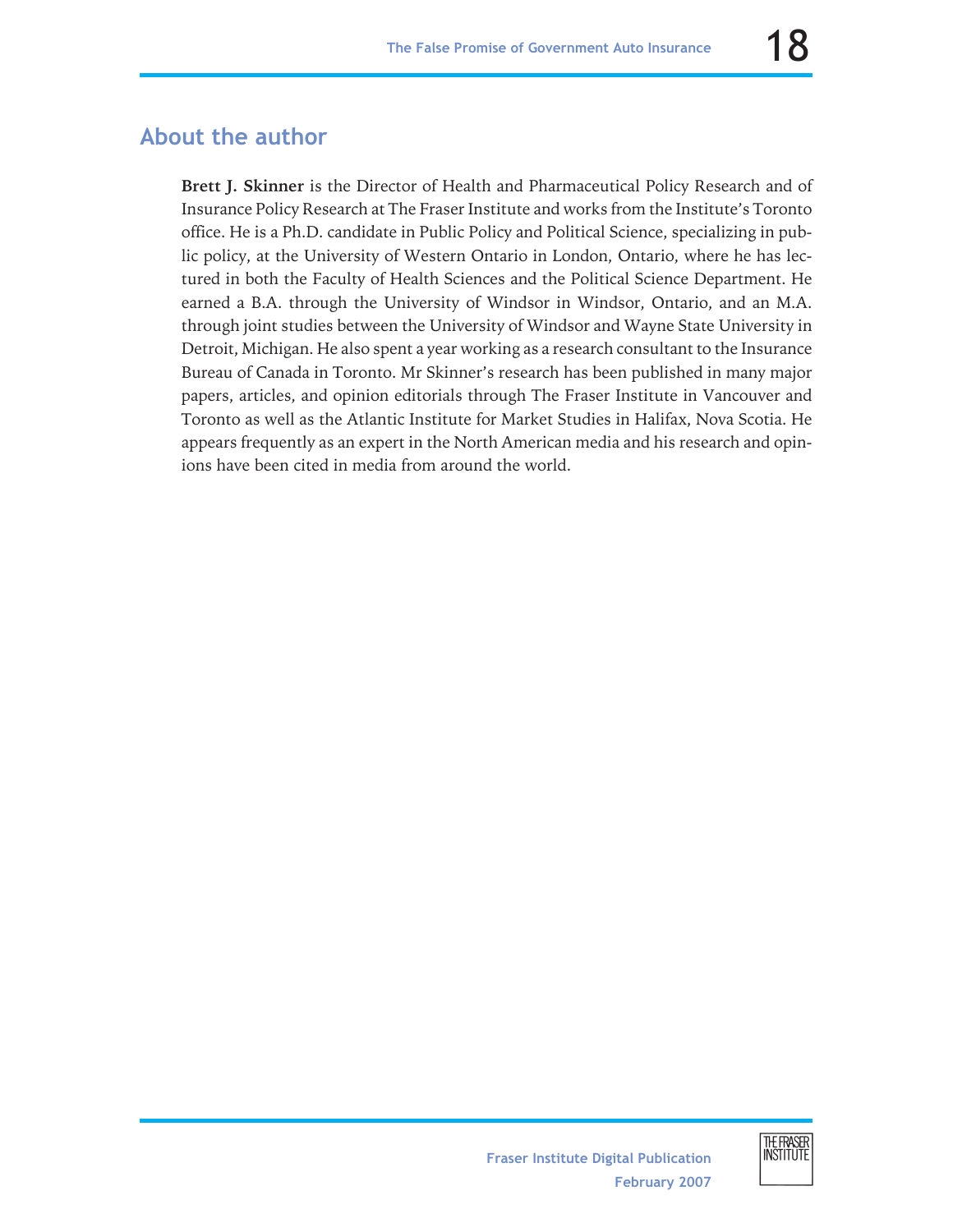## About the author

**Brett J. Skinner** is the Director of Health and Pharmaceutical Policy Research and of Insurance Policy Research at The Fraser Institute and works from the Institute's Toronto office. He is a Ph.D. candidate in Public Policy and Political Science, specializing in public policy, at the University of Western Ontario in London, Ontario, where he has lectured in both the Faculty of Health Sciences and the Political Science Department. He earned a B.A. through the University of Windsor in Windsor, Ontario, and an M.A. through joint studies between the University of Windsor and Wayne State University in Detroit, Michigan. He also spent a year working as a research consultant to the Insurance Bureau of Canada in Toronto. Mr Skinner's research has been published in many major papers, articles, and opinion editorials through The Fraser Institute in Vancouver and Toronto as well as the Atlantic Institute for Market Studies in Halifax, Nova Scotia. He appears frequently as an expert in the North American media and his research and opinions have been cited in media from around the world.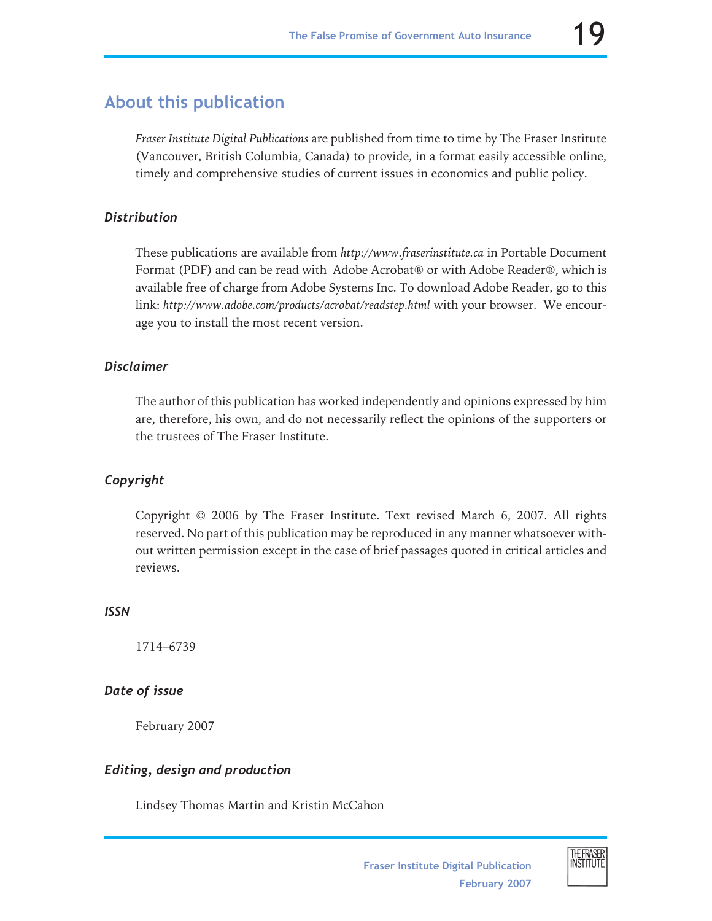## About this publication

*Fraser Institute Digital Publications* are published from time to time by The Fraser Institute (Vancouver, British Columbia, Canada) to provide, in a format easily accessible online, timely and comprehensive studies of current issues in economics and public policy.

### *Distribution*

These publications are available from *http://www.fraserinstitute.ca* in Portable Document Format (PDF) and can be read with Adobe Acrobat® or with Adobe Reader®, which is available free of charge from Adobe Systems Inc. To download Adobe Reader, go to this link: *http://www.adobe.com/products/acrobat/readstep.html* with your browser. We encourage you to install the most recent version.

### *Disclaimer*

The author of this publication has worked independently and opinions expressed by him are, therefore, his own, and do not necessarily reflect the opinions of the supporters or the trustees of The Fraser Institute.

### *Copyright*

Copyright © 2006 by The Fraser Institute. Text revised March 6, 2007. All rights reserved. No part of this publication may be reproduced in any manner whatsoever without written permission except in the case of brief passages quoted in critical articles and reviews.

### *ISSN*

1714–6739

### *Date of issue*

February 2007

### *Editing, design and production*

Lindsey Thomas Martin and Kristin McCahon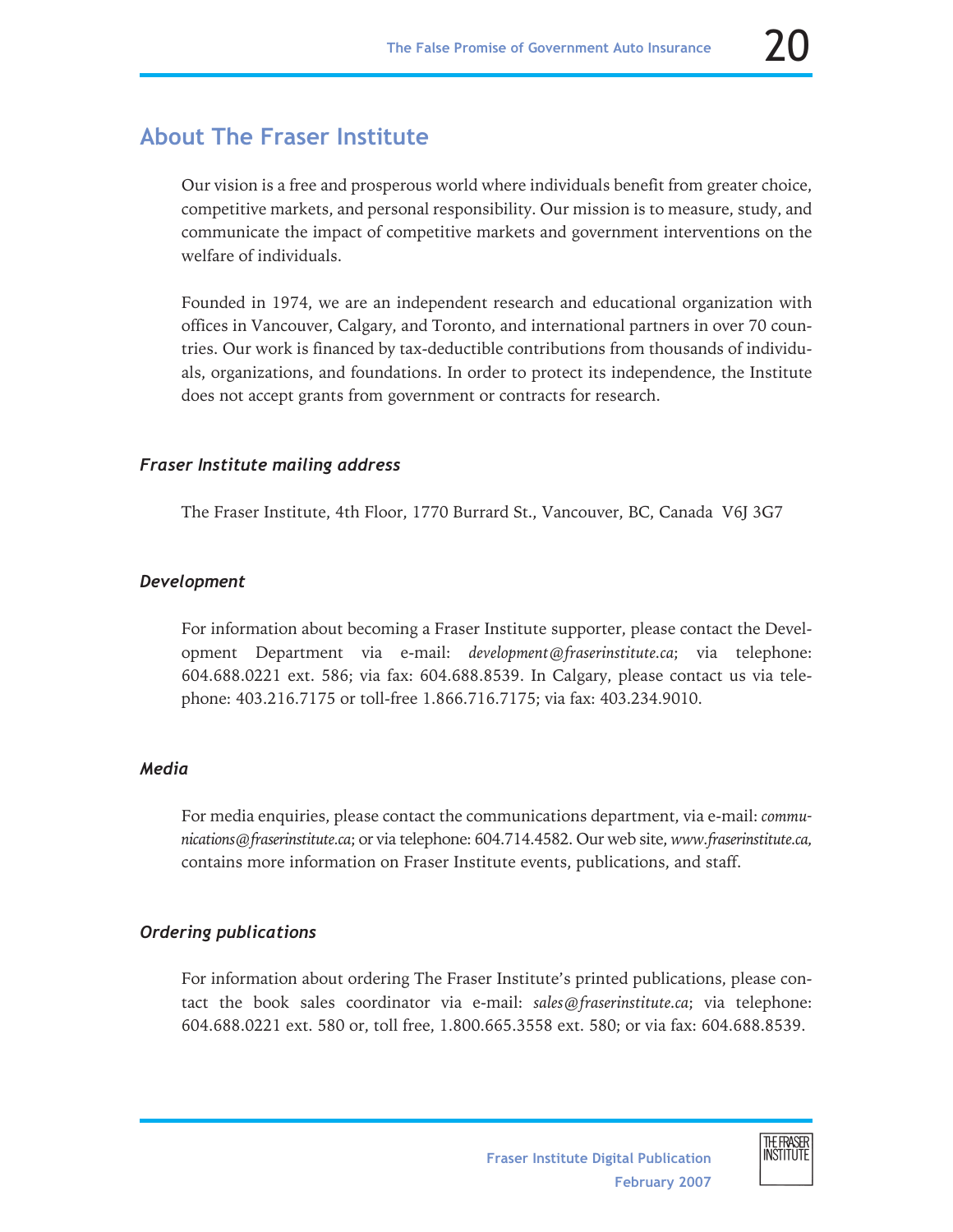## About The Fraser Institute

Our vision is a free and prosperous world where individuals benefit from greater choice, competitive markets, and personal responsibility. Our mission is to measure, study, and communicate the impact of competitive markets and government interventions on the welfare of individuals.

Founded in 1974, we are an independent research and educational organization with offices in Vancouver, Calgary, and Toronto, and international partners in over 70 countries. Our work is financed by tax-deductible contributions from thousands of individuals, organizations, and foundations. In order to protect its independence, the Institute does not accept grants from government or contracts for research.

### *Fraser Institute mailing address*

The Fraser Institute, 4th Floor, 1770 Burrard St., Vancouver, BC, Canada V6J 3G7

### *Development*

For information about becoming a Fraser Institute supporter, please contact the Development Department via e-mail: *development@fraserinstitute.ca*; via telephone: 604.688.0221 ext. 586; via fax: 604.688.8539. In Calgary, please contact us via telephone: 403.216.7175 or toll-free 1.866.716.7175; via fax: 403.234.9010.

### *Media*

For media enquiries, please contact the communications department, via e-mail: *communications@fraserinstitute.ca*; or via telephone: 604.714.4582. Our web site, *www.fraserinstitute.ca,* contains more information on Fraser Institute events, publications, and staff.

### *Ordering publications*

For information about ordering The Fraser Institute's printed publications, please contact the book sales coordinator via e-mail: *sales@fraserinstitute.ca*; via telephone: 604.688.0221 ext. 580 or, toll free, 1.800.665.3558 ext. 580; or via fax: 604.688.8539.